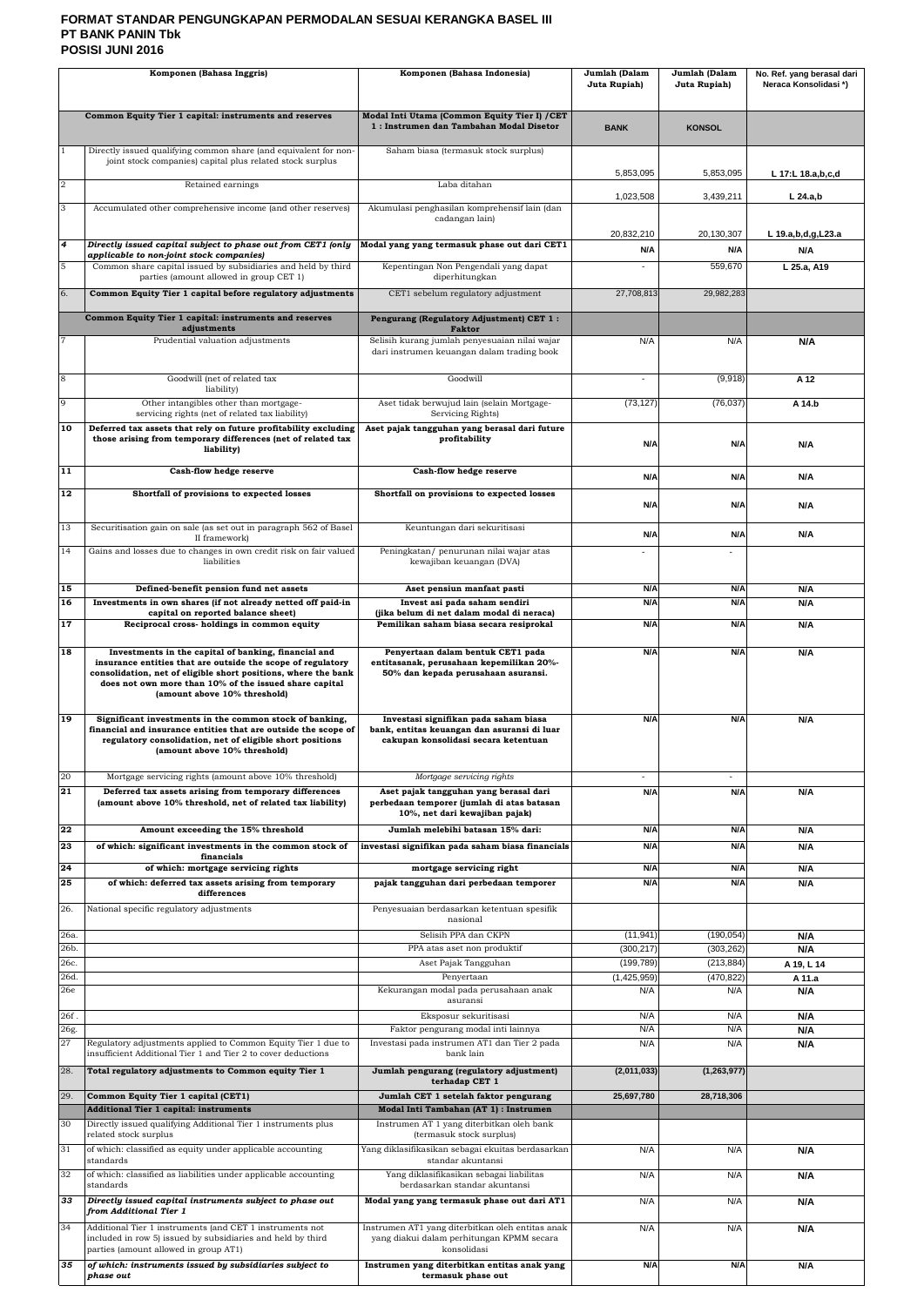# FORMAT STANDAR PENGUNGKAPAN PERMODALAN SESUAI KERANGKA BASEL III
## PT BANK PANIN Tbk
## POSISI JUNI 2016

| | Komponen (Bahasa Inggris) | Komponen (Bahasa Indonesia) | Jumlah (Dalam Juta Rupiah) | Jumlah (Dalam Juta Rupiah) | No. Ref. yang berasal dari Neraca Konsolidasi *) |
|---|---|---|---|---|---|
| | **Common Equity Tier 1 capital: instruments and reserves** | **Modal Inti Utama (Common Equity Tier I) /CET 1 : Instrumen dan Tambahan Modal Disetor** | **BANK** | **KONSOL** | |
| 1 | Directly issued qualifying common share (and equivalent for non-joint stock companies) capital plus related stock surplus | Saham biasa (termasuk stock surplus) | 5,853,095 | 5,853,095 | L 17:L 18.a,b,c,d |
| 2 | Retained earnings | Laba ditahan | 1,023,508 | 3,439,211 | L 24.a,b |
| 3 | Accumulated other comprehensive income (and other reserves) | Akumulasi penghasilan komprehensif lain (dan cadangan lain) | 20,832,210 | 20,130,307 | L 19.a,b,d,g,L23.a |
| ***4*** | ***Directly issued capital subject to phase out from CET1 (only applicable to non-joint stock companies)*** | **Modal yang yang termasuk phase out dari CET1** | **N/A** | **N/A** | **N/A** |
| 5 | Common share capital issued by subsidiaries and held by third parties (amount allowed in group CET 1) | Kepentingan Non Pengendali yang dapat diperhitungkan | - | 559,670 | L 25.a, A19 |
| 6. | **Common Equity Tier 1 capital before regulatory adjustments** | CET1 sebelum regulatory adjustment | 27,708,813 | 29,982,283 | |
| | **Common Equity Tier 1 capital: instruments and reserves adjustments** | **Pengurang (Regulatory Adjustment) CET 1 : Faktor** | | | |
| 7 | Prudential valuation adjustments | Selisih kurang jumlah penyesuaian nilai wajar dari instrumen keuangan dalam trading book | N/A | N/A | **N/A** |
| 8 | Goodwill (net of related tax liability) | Goodwill | - | (9,918) | **A 12** |
| 9 | Other intangibles other than mortgage-servicing rights (net of related tax liability) | Aset tidak berwujud lain (selain Mortgage-Servicing Rights) | (73,127) | (76,037) | **A 14.b** |
| **10** | **Deferred tax assets that rely on future profitability excluding those arising from temporary differences (net of related tax liability)** | **Aset pajak tangguhan yang berasal dari future profitability** | **N/A** | **N/A** | **N/A** |
| **11** | **Cash-flow hedge reserve** | **Cash-flow hedge reserve** | **N/A** | **N/A** | **N/A** |
| **12** | **Shortfall of provisions to expected losses** | **Shortfall on provisions to expected losses** | **N/A** | **N/A** | **N/A** |
| 13 | Securitisation gain on sale (as set out in paragraph 562 of Basel II framework) | Keuntungan dari sekuritisasi | **N/A** | **N/A** | **N/A** |
| 14 | Gains and losses due to changes in own credit risk on fair valued liabilities | Peningkatan/ penurunan nilai wajar atas kewajiban keuangan (DVA) | - | - | |
| **15** | **Defined-benefit pension fund net assets** | **Aset pensiun manfaat pasti** | **N/A** | **N/A** | **N/A** |
| **16** | **Investments in own shares (if not already netted off paid-in capital on reported balance sheet)** | **Invest asi pada saham sendiri (jika belum di net dalam modal di neraca)** | **N/A** | **N/A** | **N/A** |
| **17** | **Reciprocal cross- holdings in common equity** | **Pemilikan saham biasa secara resiprokal** | **N/A** | **N/A** | **N/A** |
| **18** | **Investments in the capital of banking, financial and insurance entities that are outside the scope of regulatory consolidation, net of eligible short positions, where the bank does not own more than 10% of the issued share capital (amount above 10% threshold)** | **Penyertaan dalam bentuk CET1 pada entitasanak, perusahaan kepemilikan 20%-50% dan kepada perusahaan asuransi.** | **N/A** | **N/A** | **N/A** |
| **19** | **Significant investments in the common stock of banking, financial and insurance entities that are outside the scope of regulatory consolidation, net of eligible short positions (amount above 10% threshold)** | **Investasi signifikan pada saham biasa bank, entitas keuangan dan asuransi di luar cakupan konsolidasi secara ketentuan** | **N/A** | **N/A** | **N/A** |
| 20 | Mortgage servicing rights (amount above 10% threshold) | *Mortgage servicing rights* | - | - | |
| **21** | **Deferred tax assets arising from temporary differences (amount above 10% threshold, net of related tax liability)** | **Aset pajak tangguhan yang berasal dari perbedaan temporer (jumlah di atas batasan 10%, net dari kewajiban pajak)** | **N/A** | **N/A** | **N/A** |
| **22** | **Amount exceeding the 15% threshold** | **Jumlah melebihi batasan 15% dari:** | **N/A** | **N/A** | **N/A** |
| **23** | **of which: significant investments in the common stock of financials** | **investasi signifikan pada saham biasa financials** | **N/A** | **N/A** | **N/A** |
| **24** | **of which: mortgage servicing rights** | **mortgage servicing right** | **N/A** | **N/A** | **N/A** |
| **25** | **of which: deferred tax assets arising from temporary differences** | **pajak tangguhan dari perbedaan temporer** | **N/A** | **N/A** | **N/A** |
| 26. | National specific regulatory adjustments | Penyesuaian berdasarkan ketentuan spesifik nasional | | | |
| 26a. | | Selisih PPA dan CKPN | (11,941) | (190,054) | **N/A** |
| 26b. | | PPA atas aset non produktif | (300,217) | (303,262) | **N/A** |
| 26c. | | Aset Pajak Tangguhan | (199,789) | (213,884) | **A 19, L 14** |
| 26d. | | Penyertaan | (1,425,959) | (470,822) | **A 11.a** |
| 26e | | Kekurangan modal pada perusahaan anak asuransi | N/A | N/A | **N/A** |
| 26f . | | Eksposur sekuritisasi | N/A | N/A | **N/A** |
| 26g. | | Faktor pengurang modal inti lainnya | N/A | N/A | **N/A** |
| 27 | Regulatory adjustments applied to Common Equity Tier 1 due to insufficient Additional Tier 1 and Tier 2 to cover deductions | Investasi pada instrumen AT1 dan Tier 2 pada bank lain | N/A | N/A | **N/A** |
| 28. | **Total regulatory adjustments to Common equity Tier 1** | **Jumlah pengurang (regulatory adjustment) terhadap CET 1** | **(2,011,033)** | **(1,263,977)** | |
| 29. | **Common Equity Tier 1 capital (CET1)** | **Jumlah CET 1 setelah faktor pengurang** | **25,697,780** | **28,718,306** | |
| | **Additional Tier 1 capital: instruments** | **Modal Inti Tambahan (AT 1) : Instrumen** | | | |
| 30 | Directly issued qualifying Additional Tier 1 instruments plus related stock surplus | Instrumen AT 1 yang diterbitkan oleh bank (termasuk stock surplus) | | | |
| 31 | of which: classified as equity under applicable accounting standards | Yang diklasifikasikan sebagai ekuitas berdasarkan standar akuntansi | N/A | N/A | **N/A** |
| 32 | of which: classified as liabilities under applicable accounting standards | Yang diklasifikasikan sebagai liabilitas berdasarkan standar akuntansi | N/A | N/A | **N/A** |
| ***33*** | ***Directly issued capital instruments subject to phase out from Additional Tier 1*** | **Modal yang yang termasuk phase out dari AT1** | N/A | N/A | **N/A** |
| 34 | Additional Tier 1 instruments (and CET 1 instruments not included in row 5) issued by subsidiaries and held by third parties (amount allowed in group AT1) | Instrumen AT1 yang diterbitkan oleh entitas anak yang diakui dalam perhitungan KPMM secara konsolidasi | N/A | N/A | **N/A** |
| ***35*** | ***of which: instruments issued by subsidiaries subject to phase out*** | **Instrumen yang diterbitkan entitas anak yang termasuk phase out** | **N/A** | **N/A** | **N/A** |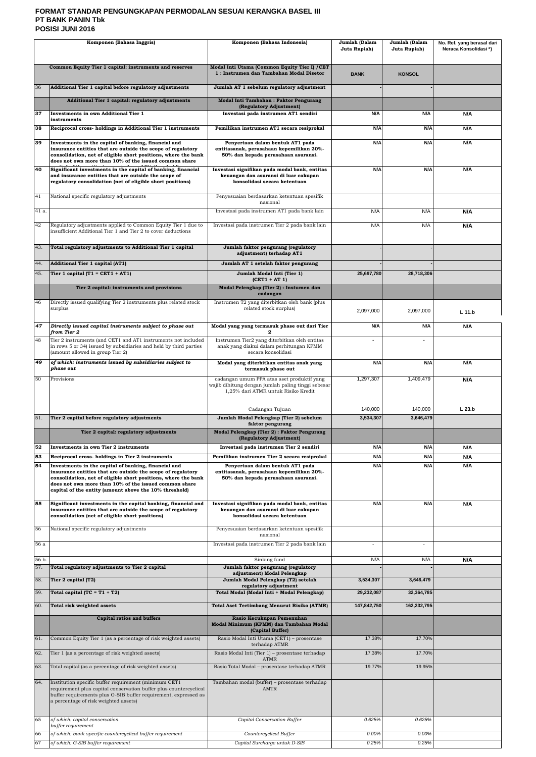**FORMAT STANDAR PENGUNGKAPAN PERMODALAN SESUAI KERANGKA BASEL III**
**PT BANK PANIN Tbk**
**POSISI JUNI 2016**

| | Komponen (Bahasa Inggris) | Komponen (Bahasa Indonesia) | Jumlah (Dalam Juta Rupiah) | Jumlah (Dalam Juta Rupiah) | No. Ref. yang berasal dari Neraca Konsolidasi *) |
|---|---|---|---|---|---|
| | **Common Equity Tier 1 capital: instruments and reserves** | **Modal Inti Utama (Common Equity Tier I) /CET 1 : Instrumen dan Tambahan Modal Disetor** | **BANK** | **KONSOL** | |
| 36 | **Additional Tier 1 capital before regulatory adjustments** | **Jumlah AT 1 sebelum regulatory adjustment** | - | - | |
| | **Additional Tier 1 capital: regulatory adjustments** | **Modal Inti Tambahan : Faktor Pengurang (Regulatory Adjustment)** | | | |
| 37 | **Investments in own Additional Tier 1 instruments** | **Investasi pada instrumen AT1 sendiri** | N/A | N/A | N/A |
| 38 | **Reciprocal cross- holdings in Additional Tier 1 instruments** | **Pemilikan instrumen AT1 secara resiprokal** | N/A | N/A | N/A |
| 39 | **Investments in the capital of banking, financial and insurance entities that are outside the scope of regulatory consolidation, net of eligible short positions, where the bank does not own more than 10% of the issued common share capital of the entity (amount above the 10% threshold)** | **Penyertaan dalam bentuk AT1 pada entitasanak, perusahaan kepemilikan 20%-50% dan kepada perusahaan asuransi.** | N/A | N/A | N/A |
| 40 | **Significant investments in the capital of banking, financial and insurance entities that are outside the scope of regulatory consolidation (net of eligible short positions)** | **Investasi signifikan pada modal bank, entitas keuangan dan asuransi di luar cakupan konsolidasi secara ketentuan** | N/A | N/A | N/A |
| 41 | National specific regulatory adjustments | Penyesuaian berdasarkan ketentuan spesifik nasional | | | |
| 41 a. | | Investasi pada instrumen AT1 pada bank lain | N/A | N/A | N/A |
| 42 | Regulatory adjustments applied to Common Equity Tier 1 due to insufficient Additional Tier 1 and Tier 2 to cover deductions | Investasi pada instrumen Tier 2 pada bank lain | N/A | N/A | N/A |
| 43. | **Total regulatory adjustments to Additional Tier 1 capital** | **Jumlah faktor pengurang (regulatory adjustment) terhadap AT1** | - | - | |
| 44. | **Additional Tier 1 capital (AT1)** | **Jumlah AT 1 setelah faktor pengurang** | - | - | |
| 45. | **Tier 1 capital (T1 = CET1 + AT1)** | **Jumlah Modal Inti (Tier 1) (CET1 + AT 1)** | **25,697,780** | **28,718,306** | |
| | **Tier 2 capital: instruments and provisions** | **Modal Pelengkap (Tier 2) : Instumen dan cadangan** | | | |
| 46 | Directly issued qualifying Tier 2 instruments plus related stock surplus | Instrumen T2 yang diterbitkan oleh bank (plus related stock surplus) | 2,097,000 | 2,097,000 | L 11.b |
| *47* | ***Directly issued capital instruments subject to phase out from Tier 2*** | **Modal yang yang termasuk phase out dari Tier 2** | N/A | N/A | N/A |
| 48 | Tier 2 instruments (and CET1 and AT1 instruments not included in rows 5 or 34) issued by subsidiaries and held by third parties (amount allowed in group Tier 2) | Instrumen Tier2 yang diterbitkan oleh entitas anak yang diakui dalam perhitungan KPMM secara konsolidasi | - | - | |
| *49* | ***of which: instruments issued by subsidiaries subject to phase out*** | **Modal yang diterbitkan entitas anak yang termasuk phase out** | N/A | N/A | N/A |
| 50 | Provisions | cadangan umum PPA atas aset produktif yang wajib dihitung dengan jumlah paling tinggi sebesar 1,25% dari ATMR untuk Risiko Kredit | 1,297,307 | 1,409,479 | N/A |
| | | Cadangan Tujuan | 140,000 | 140,000 | L 23.b |
| 51. | **Tier 2 capital before regulatory adjustments** | **Jumlah Modal Pelengkap (Tier 2) sebelum faktor pengurang** | **3,534,307** | **3,646,479** | |
| | **Tier 2 capital: regulatory adjustments** | **Modal Pelengkap (Tier 2) : Faktor Pengurang (Regulatory Adjustment)** | | | |
| 52 | **Investments in own Tier 2 instruments** | **Investasi pada instrumen Tier 2 sendiri** | N/A | N/A | N/A |
| 53 | **Reciprocal cross- holdings in Tier 2 instruments** | **Pemilikan instrumen Tier 2 secara resiprokal** | N/A | N/A | N/A |
| 54 | **Investments in the capital of banking, financial and insurance entities that are outside the scope of regulatory consolidation, net of eligible short positions, where the bank does not own more than 10% of the issued common share capital of the entity (amount above the 10% threshold)** | **Penyertaan dalam bentuk AT1 pada entitasanak, perusahaan kepemilikan 20%-50% dan kepada perusahaan asuransi.** | N/A | N/A | N/A |
| 55 | **Significant investments in the capital banking, financial and insurance entities that are outside the scope of regulatory consolidation (net of eligible short positions)** | **Investasi signifikan pada modal bank, entitas keuangan dan asuransi di luar cakupan konsolidasi secara ketentuan** | N/A | N/A | N/A |
| 56 | National specific regulatory adjustments | Penyesuaian berdasarkan ketentuan spesifik nasional | | | |
| 56 a | | Investasi pada instrumen Tier 2 pada bank lain | - | - | |
| 56 b. | | Sinking fund | N/A | N/A | N/A |
| 57. | **Total regulatory adjustments to Tier 2 capital** | **Jumlah faktor pengurang (regulatory adjustment) Modal Pelengkap** | - | - | |
| 58. | **Tier 2 capital (T2)** | **Jumlah Modal Pelengkap (T2) setelah regulatory adjustment** | **3,534,307** | **3,646,479** | |
| 59. | **Total capital (TC = T1 + T2)** | **Total Modal (Modal Inti + Modal Pelengkap)** | **29,232,087** | **32,364,785** | |
| 60. | **Total risk weighted assets** | **Total Aset Tertimbang Menurut Risiko (ATMR)** | **147,842,750** | **162,232,795** | |
| | **Capital ratios and buffers** | **Rasio Kecukupan Pemenuhan Modal Minimum (KPMM) dan Tambahan Modal (Capital Buffer)** | | | |
| 61. | Common Equity Tier 1 (as a percentage of risk weighted assets) | Rasio Modal Inti Utama (CET1) – prosentase terhadap ATMR | 17.38% | 17.70% | |
| 62. | Tier 1 (as a percentage of risk weighted assets) | Rasio Modal Inti (Tier 1) – prosentase terhadap ATMR | 17.38% | 17.70% | |
| 63. | Total capital (as a percentage of risk weighted assets) | Rasio Total Modal – prosentase terhadap ATMR | 19.77% | 19.95% | |
| 64. | Institution specific buffer requirement (minimum CET1 requirement plus capital conservation buffer plus countercyclical buffer requirements plus G-SIB buffer requirement, expressed as a percentage of risk weighted assets) | Tambahan modal (buffer) – prosentase terhadap AMTR | | | |
| 65 | *of which: capital conservation buffer requirement* | *Capital Conservation Buffer* | *0.625%* | *0.625%* | |
| 66 | *of which: bank specific countercyclical buffer requirement* | *Countercyclical Buffer* | *0.00%* | *0.00%* | |
| 67 | *of which: G-SIB buffer requirement* | *Capital Surcharge untuk D-SIB* | *0.25%* | *0.25%* | |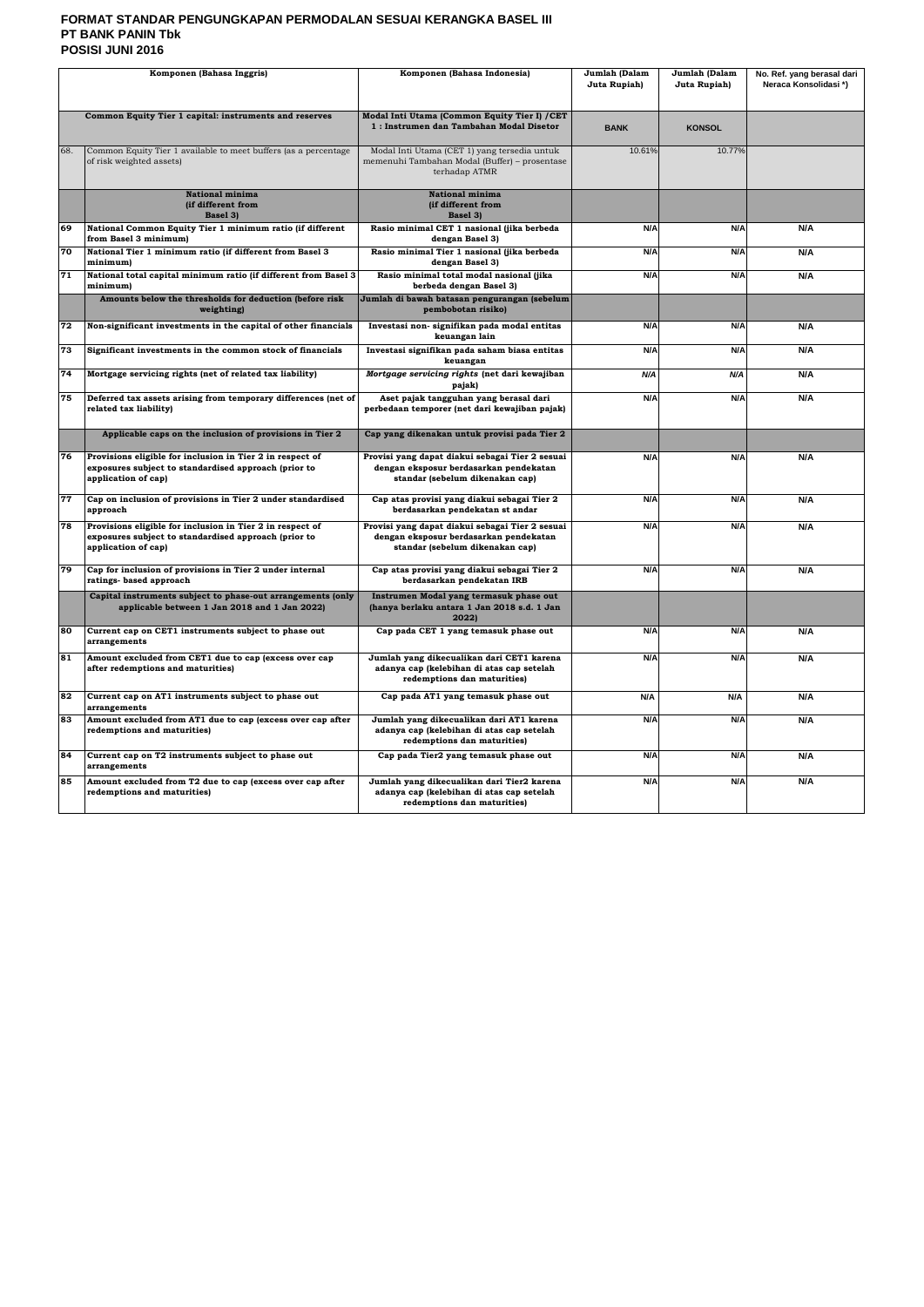# FORMAT STANDAR PENGUNGKAPAN PERMODALAN SESUAI KERANGKA BASEL III
# PT BANK PANIN Tbk
# POSISI JUNI 2016

| | Komponen (Bahasa Inggris) | Komponen (Bahasa Indonesia) | Jumlah (Dalam Juta Rupiah) | Jumlah (Dalam Juta Rupiah) | No. Ref. yang berasal dari Neraca Konsolidasi *) |
|---|---|---|---|---|---|
| | **Common Equity Tier 1 capital: instruments and reserves** | **Modal Inti Utama (Common Equity Tier I) /CET 1 : Instrumen dan Tambahan Modal Disetor** | **BANK** | **KONSOL** | |
| 68. | Common Equity Tier 1 available to meet buffers (as a percentage of risk weighted assets) | Modal Inti Utama (CET 1) yang tersedia untuk memenuhi Tambahan Modal (Buffer) – prosentase terhadap ATMR | 10.61% | 10.77% | |
| | **National minima (if different from Basel 3)** | **National minima (if different from Basel 3)** | | | |
| 69 | **National Common Equity Tier 1 minimum ratio (if different from Basel 3 minimum)** | **Rasio minimal CET 1 nasional (jika berbeda dengan Basel 3)** | N/A | N/A | N/A |
| 70 | **National Tier 1 minimum ratio (if different from Basel 3 minimum)** | **Rasio minimal Tier 1 nasional (jika berbeda dengan Basel 3)** | N/A | N/A | N/A |
| 71 | **National total capital minimum ratio (if different from Basel 3 minimum)** | **Rasio minimal total modal nasional (jika berbeda dengan Basel 3)** | N/A | N/A | N/A |
| | **Amounts below the thresholds for deduction (before risk weighting)** | **Jumlah di bawah batasan pengurangan (sebelum pembobotan risiko)** | | | |
| 72 | **Non-significant investments in the capital of other financials** | **Investasi non- signifikan pada modal entitas keuangan lain** | N/A | N/A | N/A |
| 73 | **Significant investments in the common stock of financials** | **Investasi signifikan pada saham biasa entitas keuangan** | N/A | N/A | N/A |
| 74 | **Mortgage servicing rights (net of related tax liability)** | ***Mortgage servicing rights* (net dari kewajiban pajak)** | *N/A* | *N/A* | N/A |
| 75 | **Deferred tax assets arising from temporary differences (net of related tax liability)** | **Aset pajak tangguhan yang berasal dari perbedaan temporer (net dari kewajiban pajak)** | N/A | N/A | N/A |
| | **Applicable caps on the inclusion of provisions in Tier 2** | **Cap yang dikenakan untuk provisi pada Tier 2** | | | |
| 76 | **Provisions eligible for inclusion in Tier 2 in respect of exposures subject to standardised approach (prior to application of cap)** | **Provisi yang dapat diakui sebagai Tier 2 sesuai dengan eksposur berdasarkan pendekatan standar (sebelum dikenakan cap)** | N/A | N/A | N/A |
| 77 | **Cap on inclusion of provisions in Tier 2 under standardised approach** | **Cap atas provisi yang diakui sebagai Tier 2 berdasarkan pendekatan st andar** | N/A | N/A | N/A |
| 78 | **Provisions eligible for inclusion in Tier 2 in respect of exposures subject to standardised approach (prior to application of cap)** | **Provisi yang dapat diakui sebagai Tier 2 sesuai dengan eksposur berdasarkan pendekatan standar (sebelum dikenakan cap)** | N/A | N/A | N/A |
| 79 | **Cap for inclusion of provisions in Tier 2 under internal ratings- based approach** | **Cap atas provisi yang diakui sebagai Tier 2 berdasarkan pendekatan IRB** | N/A | N/A | N/A |
| | **Capital instruments subject to phase-out arrangements (only applicable between 1 Jan 2018 and 1 Jan 2022)** | **Instrumen Modal yang termasuk phase out (hanya berlaku antara 1 Jan 2018 s.d. 1 Jan 2022)** | | | |
| 80 | **Current cap on CET1 instruments subject to phase out arrangements** | **Cap pada CET 1 yang temasuk phase out** | N/A | N/A | N/A |
| 81 | **Amount excluded from CET1 due to cap (excess over cap after redemptions and maturities)** | **Jumlah yang dikecualikan dari CET1 karena adanya cap (kelebihan di atas cap setelah redemptions dan maturities)** | N/A | N/A | N/A |
| 82 | **Current cap on AT1 instruments subject to phase out arrangements** | **Cap pada AT1 yang temasuk phase out** | N/A | N/A | N/A |
| 83 | **Amount excluded from AT1 due to cap (excess over cap after redemptions and maturities)** | **Jumlah yang dikecualikan dari AT1 karena adanya cap (kelebihan di atas cap setelah redemptions dan maturities)** | N/A | N/A | N/A |
| 84 | **Current cap on T2 instruments subject to phase out arrangements** | **Cap pada Tier2 yang temasuk phase out** | N/A | N/A | N/A |
| 85 | **Amount excluded from T2 due to cap (excess over cap after redemptions and maturities)** | **Jumlah yang dikecualikan dari Tier2 karena adanya cap (kelebihan di atas cap setelah redemptions dan maturities)** | N/A | N/A | N/A |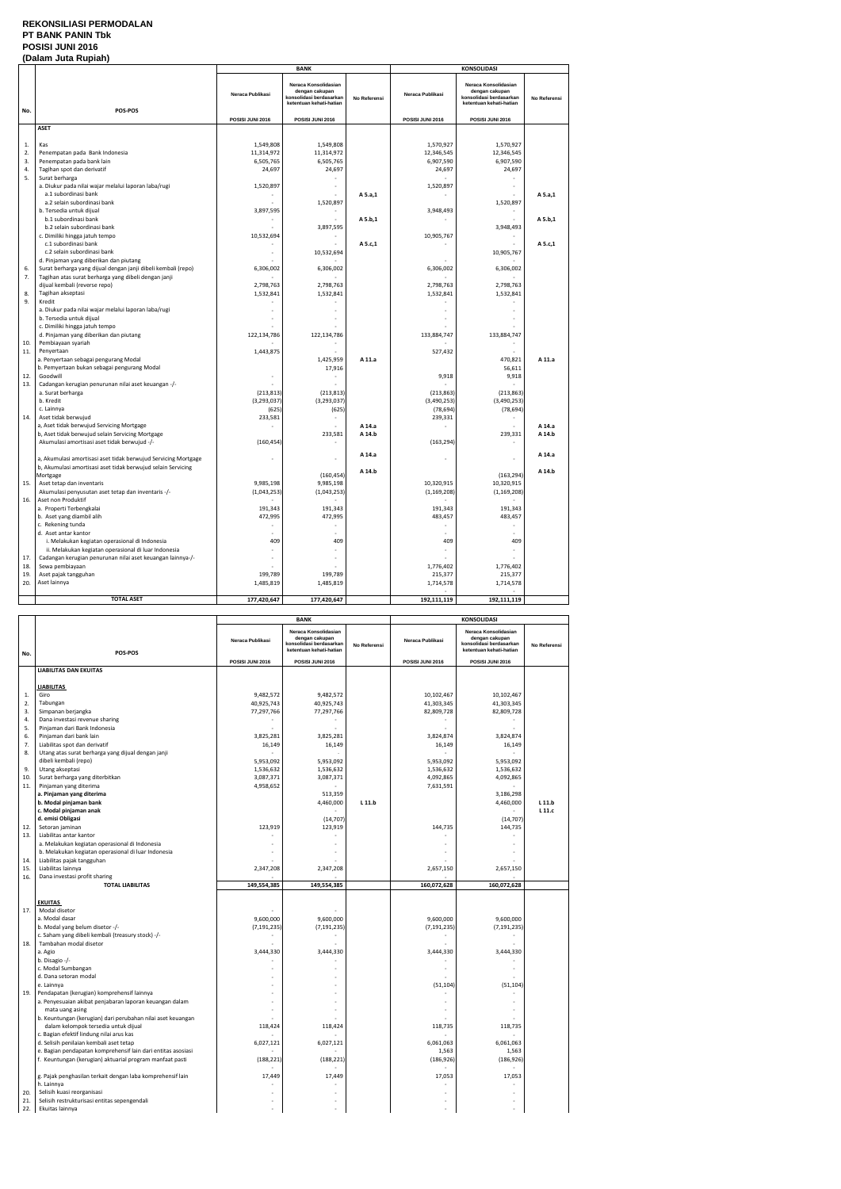# REKONSILIASI PERMODALAN
# PT BANK PANIN Tbk
# POSISI JUNI 2016
# (Dalam Juta Rupiah)

| No. | POS-POS | BANK | | | KONSOLIDASI | | |
|---|---|---|---|---|---|---|---|
| | | Neraca Publikasi | Neraca Konsolidasian dengan cakupan konsolidasi berdasarkan ketentuan kehati-hatian | No Referensi | Neraca Publikasi | Neraca Konsolidasian dengan cakupan konsolidasi berdasarkan ketentuan kehati-hatian | No Referensi |
| | | POSISI JUNI 2016 | POSISI JUNI 2016 | | POSISI JUNI 2016 | POSISI JUNI 2016 | |
| | **ASET** | | | | | | |
| 1. | Kas | 1,549,808 | 1,549,808 | | 1,570,927 | 1,570,927 | |
| 2. | Penempatan pada Bank Indonesia | 11,314,972 | 11,314,972 | | 12,346,545 | 12,346,545 | |
| 3. | Penempatan pada bank lain | 6,505,765 | 6,505,765 | | 6,907,590 | 6,907,590 | |
| 4. | Tagihan spot dan derivatif | 24,697 | 24,697 | | 24,697 | 24,697 | |
| 5. | Surat berharga | | - | | | - | |
| | a. Diukur pada nilai wajar melalui laporan laba/rugi | 1,520,897 | - | | 1,520,897 | - | |
| | a.1 subordinasi bank | - | - | A 5.a,1 | - | - | A 5.a,1 |
| | a.2 selain subordinasi bank | - | 1,520,897 | | | 1,520,897 | |
| | b. Tersedia untuk dijual | 3,897,595 | - | | 3,948,493 | - | |
| | b.1 subordinasi bank | - | - | A 5.b,1 | - | - | A 5.b,1 |
| | b.2 selain subordinasi bank | - | 3,897,595 | | | 3,948,493 | |
| | c. Dimiliki hingga jatuh tempo | 10,532,694 | - | | 10,905,767 | - | |
| | c.1 subordinasi bank | - | - | A 5.c,1 | - | - | A 5.c,1 |
| | c.2 selain subordinasi bank | - | 10,532,694 | | | 10,905,767 | |
| | d. Pinjaman yang diberikan dan piutang | - | - | | - | - | |
| 6. | Surat berharga yang dijual dengan janji dibeli kembali (repo) | 6,306,002 | 6,306,002 | | 6,306,002 | 6,306,002 | |
| 7. | Tagihan atas surat berharga yang dibeli dengan janji dijual kembali (reverse repo) | 2,798,763 | 2,798,763 | | 2,798,763 | 2,798,763 | |
| 8. | Tagihan akseptasi | 1,532,841 | 1,532,841 | | 1,532,841 | 1,532,841 | |
| 9. | Kredit | - | - | | - | - | |
| | a. Diukur pada nilai wajar melalui laporan laba/rugi | - | - | | - | - | |
| | b. Tersedia untuk dijual | - | - | | - | - | |
| | c. Dimiliki hingga jatuh tempo | - | - | | - | - | |
| | d. Pinjaman yang diberikan dan piutang | 122,134,786 | 122,134,786 | | 133,884,747 | 133,884,747 | |
| 10. | Pembiayaan syariah | - | - | | - | - | |
| 11. | Penyertaan | 1,443,875 | - | | 527,432 | - | |
| | a. Penyertaan sebagai pengurang Modal | | 1,425,959 | A 11.a | | 470,821 | A 11.a |
| | b. Penyertaan bukan sebagai pengurang Modal | | 17,916 | | | 56,611 | |
| 12. | Goodwill | - | - | | 9,918 | 9,918 | |
| 13. | Cadangan kerugian penurunan nilai aset keuangan -/- | - | - | | - | - | |
| | a. Surat berharga | (213,813) | (213,813) | | (213,863) | (213,863) | |
| | b. Kredit | (3,293,037) | (3,293,037) | | (3,490,253) | (3,490,253) | |
| | c. Lainnya | (625) | (625) | | (78,694) | (78,694) | |
| 14. | Aset tidak berwujud | 233,581 | - | | 239,331 | - | |
| | a, Aset tidak berwujud Servicing Mortgage | - | - | A 14.a | - | - | A 14.a |
| | b, Aset tidak berwujud selain Servicing Mortgage | | 233,581 | A 14.b | | 239,331 | A 14.b |
| | Akumulasi amortisasi aset tidak berwujud -/- | (160,454) | - | | (163,294) | - | |
| | a, Akumulasi amortisasi aset tidak berwujud Servicing Mortgage | - | - | A 14.a | - | - | A 14.a |
| | b, Akumulasi amortisasi aset tidak berwujud selain Servicing Mortgage | | (160,454) | A 14.b | | (163,294) | A 14.b |
| 15. | Aset tetap dan inventaris | 9,985,198 | 9,985,198 | | 10,320,915 | 10,320,915 | |
| | Akumulasi penyusutan aset tetap dan inventaris -/- | (1,043,253) | (1,043,253) | | (1,169,208) | (1,169,208) | |
| 16. | Aset non Produktif | - | - | | - | - | |
| | a. Properti Terbengkalai | 191,343 | 191,343 | | 191,343 | 191,343 | |
| | b. Aset yang diambil alih | 472,995 | 472,995 | | 483,457 | 483,457 | |
| | c. Rekening tunda | - | - | | - | - | |
| | d. Aset antar kantor | - | - | | - | - | |
| | i. Melakukan kegiatan operasional di Indonesia | 409 | 409 | | 409 | 409 | |
| | ii. Melakukan kegiatan operasional di luar Indonesia | - | - | | - | - | |
| 17. | Cadangan kerugian penurunan nilai aset keuangan lainnya-/- | - | - | | - | - | |
| 18. | Sewa pembiayaan | - | - | | 1,776,402 | 1,776,402 | |
| 19. | Aset pajak tangguhan | 199,789 | 199,789 | | 215,377 | 215,377 | |
| 20. | Aset lainnya | 1,485,819 | 1,485,819 | | 1,714,578 | 1,714,578 | |
| | **TOTAL ASET** | **177,420,647** | **177,420,647** | | **192,111,119** | **192,111,119** | |

| No. | POS-POS | BANK | | | KONSOLIDASI | | |
|---|---|---|---|---|---|---|---|
| | | Neraca Publikasi | Neraca Konsolidasian dengan cakupan konsolidasi berdasarkan ketentuan kehati-hatian | No Referensi | Neraca Publikasi | Neraca Konsolidasian dengan cakupan konsolidasi berdasarkan ketentuan kehati-hatian | No Referensi |
| | | POSISI JUNI 2016 | POSISI JUNI 2016 | | POSISI JUNI 2016 | POSISI JUNI 2016 | |
| | **LIABILITAS DAN EKUITAS** | | | | | | |
| | **LIABILITAS** | | | | | | |
| 1. | Giro | 9,482,572 | 9,482,572 | | 10,102,467 | 10,102,467 | |
| 2. | Tabungan | 40,925,743 | 40,925,743 | | 41,303,345 | 41,303,345 | |
| 3. | Simpanan berjangka | 77,297,766 | 77,297,766 | | 82,809,728 | 82,809,728 | |
| 4. | Dana investasi revenue sharing | - | - | | - | - | |
| 5. | Pinjaman dari Bank Indonesia | - | - | | - | - | |
| 6. | Pinjaman dari bank lain | 3,825,281 | 3,825,281 | | 3,824,874 | 3,824,874 | |
| 7. | Liabilitas spot dan derivatif | 16,149 | 16,149 | | 16,149 | 16,149 | |
| 8. | Utang atas surat berharga yang dijual dengan janji dibeli kembali (repo) | 5,953,092 | 5,953,092 | | 5,953,092 | 5,953,092 | |
| 9. | Utang akseptasi | 1,536,632 | 1,536,632 | | 1,536,632 | 1,536,632 | |
| 10. | Surat berharga yang diterbitkan | 3,087,371 | 3,087,371 | | 4,092,865 | 4,092,865 | |
| 11. | Pinjaman yang diterima | 4,958,652 | - | | 7,631,591 | - | |
| | **a. Pinjaman yang diterima** | | 513,359 | | | 3,186,298 | |
| | **b. Modal pinjaman bank** | | 4,460,000 | L 11.b | | 4,460,000 | L 11.b |
| | **c. Modal pinjaman anak** | | - | | | - | L 11.c |
| | **d. emisi Obligasi** | | (14,707) | | | (14,707) | |
| 12. | Setoran jaminan | 123,919 | 123,919 | | 144,735 | 144,735 | |
| 13. | Liabilitas antar kantor | - | - | | - | - | |
| | a. Melakukan kegiatan operasional di Indonesia | - | - | | - | - | |
| | b. Melakukan kegiatan operasional di luar Indonesia | - | - | | - | - | |
| 14. | Liabilitas pajak tangguhan | - | - | | - | - | |
| 15. | Liabilitas lainnya | 2,347,208 | 2,347,208 | | 2,657,150 | 2,657,150 | |
| 16. | Dana investasi profit sharing | - | - | | - | - | |
| | **TOTAL LIABILITAS** | **149,554,385** | **149,554,385** | | **160,072,628** | **160,072,628** | |
| | **EKUITAS** | | | | | | |
| 17. | Modal disetor | - | - | | | | |
| | a. Modal dasar | 9,600,000 | 9,600,000 | | 9,600,000 | 9,600,000 | |
| | b. Modal yang belum disetor -/- | (7,191,235) | (7,191,235) | | (7,191,235) | (7,191,235) | |
| | c. Saham yang dibeli kembali (treasury stock) -/- | - | - | | - | - | |
| 18. | Tambahan modal disetor | - | - | | - | - | |
| | a. Agio | 3,444,330 | 3,444,330 | | 3,444,330 | 3,444,330 | |
| | b. Disagio -/- | - | - | | - | - | |
| | c. Modal Sumbangan | - | - | | - | - | |
| | d. Dana setoran modal | - | - | | - | - | |
| | e. Lainnya | - | - | | (51,104) | (51,104) | |
| 19. | Pendapatan (kerugian) komprehensif lainnya | - | - | | - | - | |
| | a. Penyesuaian akibat penjabaran laporan keuangan dalam mata uang asing | - | - | | - | - | |
| | b. Keuntungan (kerugian) dari perubahan nilai aset keuangan dalam kelompok tersedia untuk dijual | 118,424 | 118,424 | | 118,735 | 118,735 | |
| | c. Bagian efektif lindung nilai arus kas | - | - | | - | - | |
| | d. Selisih penilaian kembali aset tetap | 6,027,121 | 6,027,121 | | 6,061,063 | 6,061,063 | |
| | e. Bagian pendapatan komprehensif lain dari entitas asosiasi | - | - | | 1,563 | 1,563 | |
| | f. Keuntungan (kerugian) aktuarial program manfaat pasti | (188,221) | (188,221) | | (186,926) | (186,926) | |
| | g. Pajak penghasilan terkait dengan laba komprehensif lain | 17,449 | 17,449 | | 17,053 | 17,053 | |
| | h. Lainnya | - | - | | - | - | |
| 20. | Selisih kuasi reorganisasi | - | - | | - | - | |
| 21. | Selisih restrukturisasi entitas sepengendali | - | - | | - | - | |
| 22. | Ekuitas lainnya | - | - | | - | - | |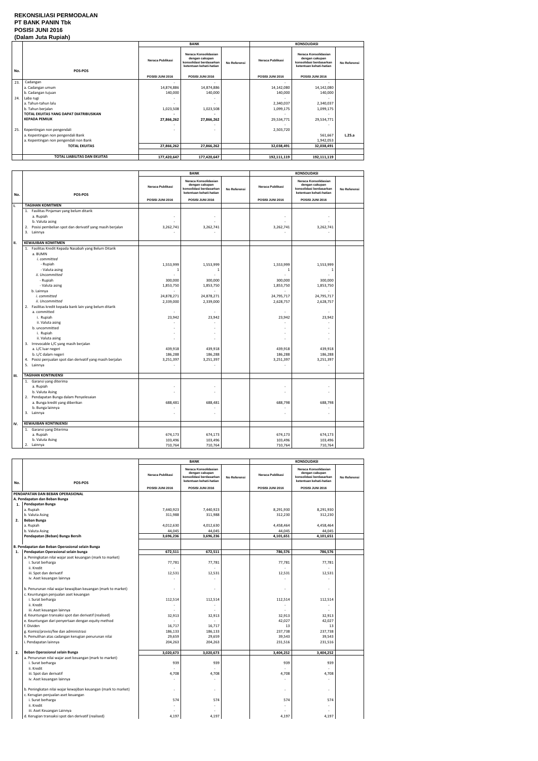# REKONSILIASI PERMODALAN
# PT BANK PANIN Tbk
# POSISI JUNI 2016
# (Dalam Juta Rupiah)

| No. | POS-POS | BANK | | | KONSOLIDASI | | |
|---|---|---|---|---|---|---|---|
| | | Neraca Publikasi | Neraca Konsolidasian dengan cakupan konsolidasi berdasarkan ketentuan kehati-hatian | No Referensi | Neraca Publikasi | Neraca Konsolidasian dengan cakupan konsolidasi berdasarkan ketentuan kehati-hatian | No Referensi |
| | | POSISI JUNI 2016 | POSISI JUNI 2016 | | POSISI JUNI 2016 | POSISI JUNI 2016 | |
| 23. | Cadangan | - | - | | - | - | |
| | a. Cadangan umum | 14,874,886 | 14,874,886 | | 14,142,080 | 14,142,080 | |
| | b. Cadangan tujuan | 140,000 | 140,000 | | 140,000 | 140,000 | |
| 24. | Laba rugi | - | - | | - | - | |
| | a. Tahun-tahun lalu | - | - | | 2,340,037 | 2,340,037 | |
| | b. Tahun berjalan | 1,023,508 | 1,023,508 | | 1,099,175 | 1,099,175 | |
| | TOTAL EKUITAS YANG DAPAT DIATRIBUSIKAN KEPADA PEMILIK | 27,866,262 | 27,866,262 | | 29,534,771 | 29,534,771 | |
| 25. | Kepentingan non pengendali | - | - | | 2,503,720 | - | |
| | a. Kepentingan non pengendali Bank | | | | | 561,667 | L.25.a |
| | a. Kepentingan non pengendali non Bank | | | | | 1,942,053 | |
| | TOTAL EKUITAS | 27,866,262 | 27,866,262 | | 32,038,491 | 32,038,491 | |
| | TOTAL LIABILITAS DAN EKUITAS | 177,420,647 | 177,420,647 | | 192,111,119 | 192,111,119 | |

| No. | POS-POS | BANK | | | KONSOLIDASI | | |
|---|---|---|---|---|---|---|---|
| | | Neraca Publikasi | Neraca Konsolidasian dengan cakupan konsolidasi berdasarkan ketentuan kehati-hatian | No Referensi | Neraca Publikasi | Neraca Konsolidasian dengan cakupan konsolidasi berdasarkan ketentuan kehati-hatian | No Referensi |
| | | POSISI JUNI 2016 | POSISI JUNI 2016 | | POSISI JUNI 2016 | POSISI JUNI 2016 | |
| I. | TAGIHAN KOMITMEN | | | | | | |
| | 1. Fasilitas Pinjaman yang belum ditarik | | | | | | |
| | a. Rupiah | - | - | | - | - | |
| | b. Valuta asing | - | - | | - | - | |
| | 2. Posisi pembelian spot dan derivatif yang masih berjalan | 3,262,741 | 3,262,741 | | 3,262,741 | 3,262,741 | |
| | 3. Lainnya | - | - | | - | - | |
| II. | KEWAJIBAN KOMITMEN | | | | | | |
| | 1. Fasilitas Kredit Kepada Nasabah yang Belum Ditarik | | | | | | |
| | a. BUMN | | | | | | |
| | *i. committed* | | | | | | |
| | - Rupiah | 1,553,999 | 1,553,999 | | 1,553,999 | 1,553,999 | |
| | - Valuta asing | 1 | 1 | | 1 | 1 | |
| | *ii. Uncommitted* | - | - | | - | - | |
| | - Rupiah | 300,000 | 300,000 | | 300,000 | 300,000 | |
| | - Valuta asing | 1,853,750 | 1,853,750 | | 1,853,750 | 1,853,750 | |
| | b. Lainnya | - | - | | - | - | |
| | *i. committed* | 24,878,271 | 24,878,271 | | 24,795,717 | 24,795,717 | |
| | *ii. Uncommitted* | 2,339,000 | 2,339,000 | | 2,628,757 | 2,628,757 | |
| | 2. Fasilitas kredit kepada bank lain yang belum ditarik | | | | | | |
| | a. committed | - | - | | - | - | |
| | i. Rupiah | 23,942 | 23,942 | | 23,942 | 23,942 | |
| | ii. Valuta asing | - | - | | - | - | |
| | b. uncommitted | - | - | | - | - | |
| | i. Rupiah | - | - | | - | - | |
| | ii. Valuta asing | - | - | | - | - | |
| | 3. Irrevocable L/C yang masih berjalan | | | | | | |
| | a. L/C luar negeri | 439,918 | 439,918 | | 439,918 | 439,918 | |
| | b. L/C dalam negeri | 186,288 | 186,288 | | 186,288 | 186,288 | |
| | 4. Posisi penjualan spot dan derivatif yang masih berjalan | 3,251,397 | 3,251,397 | | 3,251,397 | 3,251,397 | |
| | 5. Lainnya | - | - | | - | - | |
| III. | TAGIHAN KONTINJENSI | | | | | | |
| | 1. Garansi yang diterima | | | | | | |
| | a. Rupiah | - | - | | - | - | |
| | b. Valuta Asing | - | - | | - | - | |
| | 2. Pendapatan Bunga dalam Penyelesaian | | | | | | |
| | a. Bunga kredit yang diberikan | 688,481 | 688,481 | | 688,798 | 688,798 | |
| | b. Bunga lainnya | - | - | | - | - | |
| | 3. Lainnya | - | - | | - | - | |
| IV. | KEWAJIBAN KONTINJENSI | | | | | | |
| | 1. Garansi yang Diterima | | | | | | |
| | a. Rupiah | 674,173 | 674,173 | | 674,173 | 674,173 | |
| | b. Valuta Asing | 103,496 | 103,496 | | 103,496 | 103,496 | |
| | 2. Lainnya | 710,764 | 710,764 | | 710,764 | 710,764 | |

| No. | POS-POS | BANK | | | KONSOLIDASI | | |
|---|---|---|---|---|---|---|---|
| | | Neraca Publikasi | Neraca Konsolidasian dengan cakupan konsolidasi berdasarkan ketentuan kehati-hatian | No Referensi | Neraca Publikasi | Neraca Konsolidasian dengan cakupan konsolidasi berdasarkan ketentuan kehati-hatian | No Referensi |
| | | POSISI JUNI 2016 | POSISI JUNI 2016 | | POSISI JUNI 2016 | POSISI JUNI 2016 | |
| | PENDAPATAN DAN BEBAN OPERASIONAL | | | | | | |
| | A. Pendapatan dan Beban Bunga | | | | | | |
| 1. | Pendapatan Bunga | | | | | | |
| | a. Rupiah | 7,440,923 | 7,440,923 | | 8,291,930 | 8,291,930 | |
| | b. Valuta Asing | 311,988 | 311,988 | | 312,230 | 312,230 | |
| 2. | Beban Bunga | | | | | | |
| | a. Rupiah | 4,012,630 | 4,012,630 | | 4,458,464 | 4,458,464 | |
| | b. Valuta Asing | 44,045 | 44,045 | | 44,045 | 44,045 | |
| | Pendapatan (Beban) Bunga Bersih | 3,696,236 | 3,696,236 | | 4,101,651 | 4,101,651 | |
| | B. Pendapatan dan Beban Operasional selain Bunga | | | | | | |
| 1. | Pendapatan Operasional selain bunga | 672,511 | 672,511 | | 786,576 | 786,576 | |
| | a. Peningkatan nilai wajar aset keuangan (mark to market) | | | | | | |
| | i. Surat berharga | 77,781 | 77,781 | | 77,781 | 77,781 | |
| | ii. Kredit | - | - | | - | - | |
| | iii. Spot dan derivatif | 12,531 | 12,531 | | 12,531 | 12,531 | |
| | iv. Aset keuangan lainnya | - | - | | - | - | |
| | b. Penurunan nilai wajar kewajiban keuangan (mark to market) | - | - | | - | - | |
| | c. Keuntungan penjualan aset keuangan | | | | | | |
| | i. Surat berharga | 112,514 | 112,514 | | 112,514 | 112,514 | |
| | ii. Kredit | - | - | | - | - | |
| | iii. Aset keuangan lainnya | - | - | | - | - | |
| | d. Keuntungan transaksi spot dan derivatif (realised) | 32,913 | 32,913 | | 32,913 | 32,913 | |
| | e. Keuntungan dari penyertaan dengan equity method | - | - | | 42,027 | 42,027 | |
| | f. Dividen | 16,717 | 16,717 | | 13 | 13 | |
| | g. Komisi/provisi/fee dan administrasi | 186,133 | 186,133 | | 237,738 | 237,738 | |
| | h. Pemulihan atas cadangan kerugian penurunan nilai | 29,659 | 29,659 | | 39,543 | 39,543 | |
| | i. Pendapatan lainnya | 204,263 | 204,263 | | 231,516 | 231,516 | |
| 2. | Beban Operasional selain Bunga | 3,020,673 | 3,020,673 | | 3,404,252 | 3,404,252 | |
| | a. Penurunan nilai wajar aset keuangan (mark to market) | | | | | | |
| | i. Surat berharga | 939 | 939 | | 939 | 939 | |
| | ii. Kredit | - | - | | - | - | |
| | iii. Spot dan derivatif | 4,708 | 4,708 | | 4,708 | 4,708 | |
| | iv. Aset keuangan lainnya | - | - | | - | - | |
| | b. Peningkatan nilai wajar kewajiban keuangan (mark to market) | - | - | | - | - | |
| | c. Kerugian penjualan aset keuangan | | | | | | |
| | i. Surat berharga | 574 | 574 | | 574 | 574 | |
| | ii. Kredit | - | - | | - | - | |
| | iii. Aset Keuangan Lainnya | - | - | | - | - | |
| | d. Kerugian transaksi spot dan derivatif (realised) | 4,197 | 4,197 | | 4,197 | 4,197 | |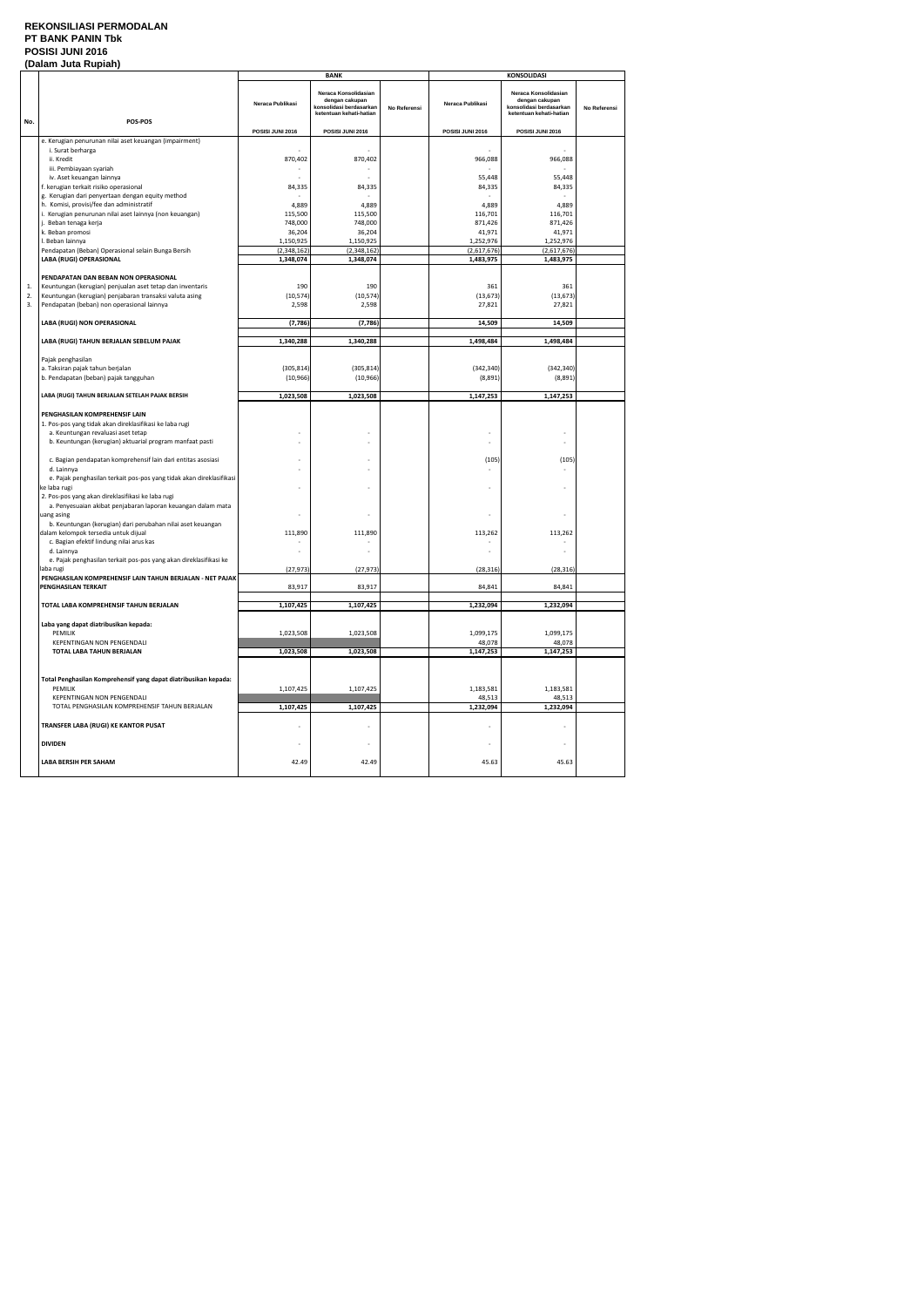**REKONSILIASI PERMODALAN**
**PT BANK PANIN Tbk**
**POSISI JUNI 2016**
**(Dalam Juta Rupiah)**

| No. | POS-POS | BANK | | | KONSOLIDASI | | |
|---|---|---|---|---|---|---|---|
| | | Neraca Publikasi | Neraca Konsolidasian dengan cakupan konsolidasi berdasarkan ketentuan kehati-hatian | No Referensi | Neraca Publikasi | Neraca Konsolidasian dengan cakupan konsolidasi berdasarkan ketentuan kehati-hatian | No Referensi |
| | | POSISI JUNI 2016 | POSISI JUNI 2016 | | POSISI JUNI 2016 | POSISI JUNI 2016 | |
| | e. Kerugian penurunan nilai aset keuangan (impairment) | | | | | | |
| | i. Surat berharga | - | - | | - | - | |
| | ii. Kredit | 870,402 | 870,402 | | 966,088 | 966,088 | |
| | iii. Pembiayaan syariah | - | - | | - | - | |
| | iv. Aset keuangan lainnya | - | - | | 55,448 | 55,448 | |
| | f. kerugian terkait risiko operasional | 84,335 | 84,335 | | 84,335 | 84,335 | |
| | g. Kerugian dari penyertaan dengan equity method | - | - | | - | - | |
| | h. Komisi, provisi/fee dan administratif | 4,889 | 4,889 | | 4,889 | 4,889 | |
| | i. Kerugian penurunan nilai aset lainnya (non keuangan) | 115,500 | 115,500 | | 116,701 | 116,701 | |
| | j. Beban tenaga kerja | 748,000 | 748,000 | | 871,426 | 871,426 | |
| | k. Beban promosi | 36,204 | 36,204 | | 41,971 | 41,971 | |
| | l. Beban lainnya | 1,150,925 | 1,150,925 | | 1,252,976 | 1,252,976 | |
| | Pendapatan (Beban) Operasional selain Bunga Bersih | (2,348,162) | (2,348,162) | | (2,617,676) | (2,617,676) | |
| | **LABA (RUGI) OPERASIONAL** | **1,348,074** | **1,348,074** | | **1,483,975** | **1,483,975** | |
| | **PENDAPATAN DAN BEBAN NON OPERASIONAL** | | | | | | |
| 1. | Keuntungan (kerugian) penjualan aset tetap dan inventaris | 190 | 190 | | 361 | 361 | |
| 2. | Keuntungan (kerugian) penjabaran transaksi valuta asing | (10,574) | (10,574) | | (13,673) | (13,673) | |
| 3. | Pendapatan (beban) non operasional lainnya | 2,598 | 2,598 | | 27,821 | 27,821 | |
| | **LABA (RUGI) NON OPERASIONAL** | **(7,786)** | **(7,786)** | | **14,509** | **14,509** | |
| | **LABA (RUGI) TAHUN BERJALAN SEBELUM PAJAK** | **1,340,288** | **1,340,288** | | **1,498,484** | **1,498,484** | |
| | Pajak penghasilan | | | | | | |
| | a. Taksiran pajak tahun berjalan | (305,814) | (305,814) | | (342,340) | (342,340) | |
| | b. Pendapatan (beban) pajak tangguhan | (10,966) | (10,966) | | (8,891) | (8,891) | |
| | **LABA (RUGI) TAHUN BERJALAN SETELAH PAJAK BERSIH** | **1,023,508** | **1,023,508** | | **1,147,253** | **1,147,253** | |
| | **PENGHASILAN KOMPREHENSIF LAIN** | | | | | | |
| | 1. Pos-pos yang tidak akan direklasifikasi ke laba rugi | | | | | | |
| | a. Keuntungan revaluasi aset tetap | - | - | | - | - | |
| | b. Keuntungan (kerugian) aktuarial program manfaat pasti | - | - | | - | - | |
| | c. Bagian pendapatan komprehensif lain dari entitas asosiasi | - | - | | (105) | (105) | |
| | d. Lainnya | - | - | | - | - | |
| | e. Pajak penghasilan terkait pos-pos yang tidak akan direklasifikasi ke laba rugi | - | - | | - | - | |
| | 2. Pos-pos yang akan direklasifikasi ke laba rugi | | | | | | |
| | a. Penyesuaian akibat penjabaran laporan keuangan dalam mata uang asing | - | - | | - | - | |
| | b. Keuntungan (kerugian) dari perubahan nilai aset keuangan dalam kelompok tersedia untuk dijual | 111,890 | 111,890 | | 113,262 | 113,262 | |
| | c. Bagian efektif lindung nilai arus kas | - | - | | - | - | |
| | d. Lainnya | - | - | | - | - | |
| | e. Pajak penghasilan terkait pos-pos yang akan direklasifikasi ke laba rugi | (27,973) | (27,973) | | (28,316) | (28,316) | |
| | **PENGHASILAN KOMPREHENSIF LAIN TAHUN BERJALAN - NET PAJAK PENGHASILAN TERKAIT** | 83,917 | 83,917 | | 84,841 | 84,841 | |
| | **TOTAL LABA KOMPREHENSIF TAHUN BERJALAN** | **1,107,425** | **1,107,425** | | **1,232,094** | **1,232,094** | |
| | **Laba yang dapat diatribusikan kepada:** | | | | | | |
| | PEMILIK | 1,023,508 | 1,023,508 | | 1,099,175 | 1,099,175 | |
| | KEPENTINGAN NON PENGENDALI | | | | 48,078 | 48,078 | |
| | **TOTAL LABA TAHUN BERJALAN** | **1,023,508** | **1,023,508** | | **1,147,253** | **1,147,253** | |
| | **Total Penghasilan Komprehensif yang dapat diatribusikan kepada:** | | | | | | |
| | PEMILIK | 1,107,425 | 1,107,425 | | 1,183,581 | 1,183,581 | |
| | KEPENTINGAN NON PENGENDALI | | | | 48,513 | 48,513 | |
| | TOTAL PENGHASILAN KOMPREHENSIF TAHUN BERJALAN | **1,107,425** | **1,107,425** | | **1,232,094** | **1,232,094** | |
| | **TRANSFER LABA (RUGI) KE KANTOR PUSAT** | - | - | | - | - | |
| | **DIVIDEN** | - | - | | - | - | |
| | **LABA BERSIH PER SAHAM** | 42.49 | 42.49 | | 45.63 | 45.63 | |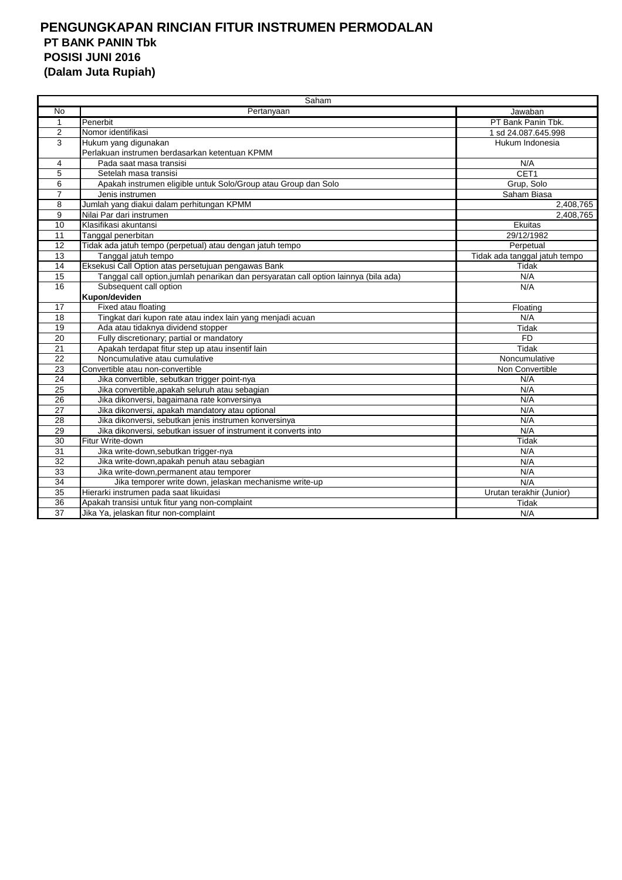# PENGUNGKAPAN RINCIAN FITUR INSTRUMEN PERMODALAN

**PT BANK PANIN Tbk**
**POSISI JUNI 2016**
**(Dalam Juta Rupiah)**

| Saham | | |
|---|---|---|
| No | Pertanyaan | Jawaban |
| 1 | Penerbit | PT Bank Panin Tbk. |
| 2 | Nomor identifikasi | 1 sd 24.087.645.998 |
| 3 | Hukum yang digunakan | Hukum Indonesia |
| | Perlakuan instrumen berdasarkan ketentuan KPMM | |
| 4 | Pada saat masa transisi | N/A |
| 5 | Setelah masa transisi | CET1 |
| 6 | Apakah instrumen eligible untuk Solo/Group atau Group dan Solo | Grup, Solo |
| 7 | Jenis instrumen | Saham Biasa |
| 8 | Jumlah yang diakui dalam perhitungan KPMM | 2,408,765 |
| 9 | Nilai Par dari instrumen | 2,408,765 |
| 10 | Klasifikasi akuntansi | Ekuitas |
| 11 | Tanggal penerbitan | 29/12/1982 |
| 12 | Tidak ada jatuh tempo (perpetual) atau dengan jatuh tempo | Perpetual |
| 13 | Tanggal jatuh tempo | Tidak ada tanggal jatuh tempo |
| 14 | Eksekusi Call Option atas persetujuan pengawas Bank | Tidak |
| 15 | Tanggal call option,jumlah penarikan dan persyaratan call option lainnya (bila ada) | N/A |
| 16 | Subsequent call option | N/A |
| | **Kupon/deviden** | |
| 17 | Fixed atau floating | Floating |
| 18 | Tingkat dari kupon rate atau index lain yang menjadi acuan | N/A |
| 19 | Ada atau tidaknya dividend stopper | Tidak |
| 20 | Fully discretionary; partial or mandatory | FD |
| 21 | Apakah terdapat fitur step up atau insentif lain | Tidak |
| 22 | Noncumulative atau cumulative | Noncumulative |
| 23 | Convertible atau non-convertible | Non Convertible |
| 24 | Jika convertible, sebutkan trigger point-nya | N/A |
| 25 | Jika convertible,apakah seluruh atau sebagian | N/A |
| 26 | Jika dikonversi, bagaimana rate konversinya | N/A |
| 27 | Jika dikonversi, apakah mandatory atau optional | N/A |
| 28 | Jika dikonversi, sebutkan jenis instrumen konversinya | N/A |
| 29 | Jika dikonversi, sebutkan issuer of instrument it converts into | N/A |
| 30 | Fitur Write-down | Tidak |
| 31 | Jika write-down,sebutkan trigger-nya | N/A |
| 32 | Jika write-down,apakah penuh atau sebagian | N/A |
| 33 | Jika write-down,permanent atau temporer | N/A |
| 34 | Jika temporer write down, jelaskan mechanisme write-up | N/A |
| 35 | Hierarki instrumen pada saat likuidasi | Urutan terakhir (Junior) |
| 36 | Apakah transisi untuk fitur yang non-complaint | Tidak |
| 37 | Jika Ya, jelaskan fitur non-complaint | N/A |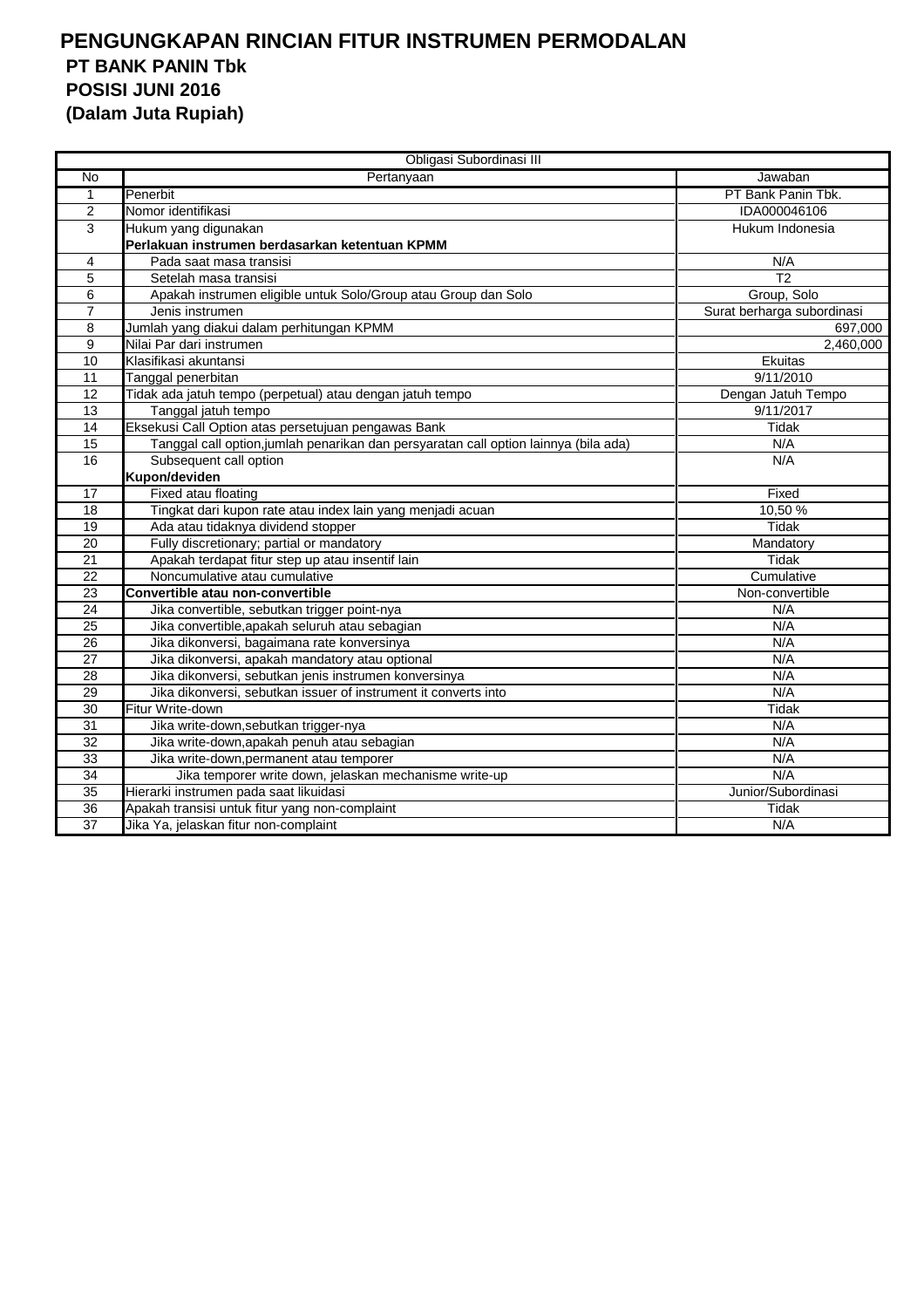# PENGUNGKAPAN RINCIAN FITUR INSTRUMEN PERMODALAN

**PT BANK PANIN Tbk**

**POSISI JUNI 2016**

**(Dalam Juta Rupiah)**

| Obligasi Subordinasi III | | |
|---|---|---|
| No | Pertanyaan | Jawaban |
| 1 | Penerbit | PT Bank Panin Tbk. |
| 2 | Nomor identifikasi | IDA000046106 |
| 3 | Hukum yang digunakan | Hukum Indonesia |
| | **Perlakuan instrumen berdasarkan ketentuan KPMM** | |
| 4 | Pada saat masa transisi | N/A |
| 5 | Setelah masa transisi | T2 |
| 6 | Apakah instrumen eligible untuk Solo/Group atau Group dan Solo | Group, Solo |
| 7 | Jenis instrumen | Surat berharga subordinasi |
| 8 | Jumlah yang diakui dalam perhitungan KPMM | 697,000 |
| 9 | Nilai Par dari instrumen | 2,460,000 |
| 10 | Klasifikasi akuntansi | Ekuitas |
| 11 | Tanggal penerbitan | 9/11/2010 |
| 12 | Tidak ada jatuh tempo (perpetual) atau dengan jatuh tempo | Dengan Jatuh Tempo |
| 13 | Tanggal jatuh tempo | 9/11/2017 |
| 14 | Eksekusi Call Option atas persetujuan pengawas Bank | Tidak |
| 15 | Tanggal call option,jumlah penarikan dan persyaratan call option lainnya (bila ada) | N/A |
| 16 | Subsequent call option | N/A |
| | **Kupon/deviden** | |
| 17 | Fixed atau floating | Fixed |
| 18 | Tingkat dari kupon rate atau index lain yang menjadi acuan | 10,50 % |
| 19 | Ada atau tidaknya dividend stopper | Tidak |
| 20 | Fully discretionary; partial or mandatory | Mandatory |
| 21 | Apakah terdapat fitur step up atau insentif lain | Tidak |
| 22 | Noncumulative atau cumulative | Cumulative |
| 23 | **Convertible atau non-convertible** | Non-convertible |
| 24 | Jika convertible, sebutkan trigger point-nya | N/A |
| 25 | Jika convertible,apakah seluruh atau sebagian | N/A |
| 26 | Jika dikonversi, bagaimana rate konversinya | N/A |
| 27 | Jika dikonversi, apakah mandatory atau optional | N/A |
| 28 | Jika dikonversi, sebutkan jenis instrumen konversinya | N/A |
| 29 | Jika dikonversi, sebutkan issuer of instrument it converts into | N/A |
| 30 | Fitur Write-down | Tidak |
| 31 | Jika write-down,sebutkan trigger-nya | N/A |
| 32 | Jika write-down,apakah penuh atau sebagian | N/A |
| 33 | Jika write-down,permanent atau temporer | N/A |
| 34 | Jika temporer write down, jelaskan mechanisme write-up | N/A |
| 35 | Hierarki instrumen pada saat likuidasi | Junior/Subordinasi |
| 36 | Apakah transisi untuk fitur yang non-complaint | Tidak |
| 37 | Jika Ya, jelaskan fitur non-complaint | N/A |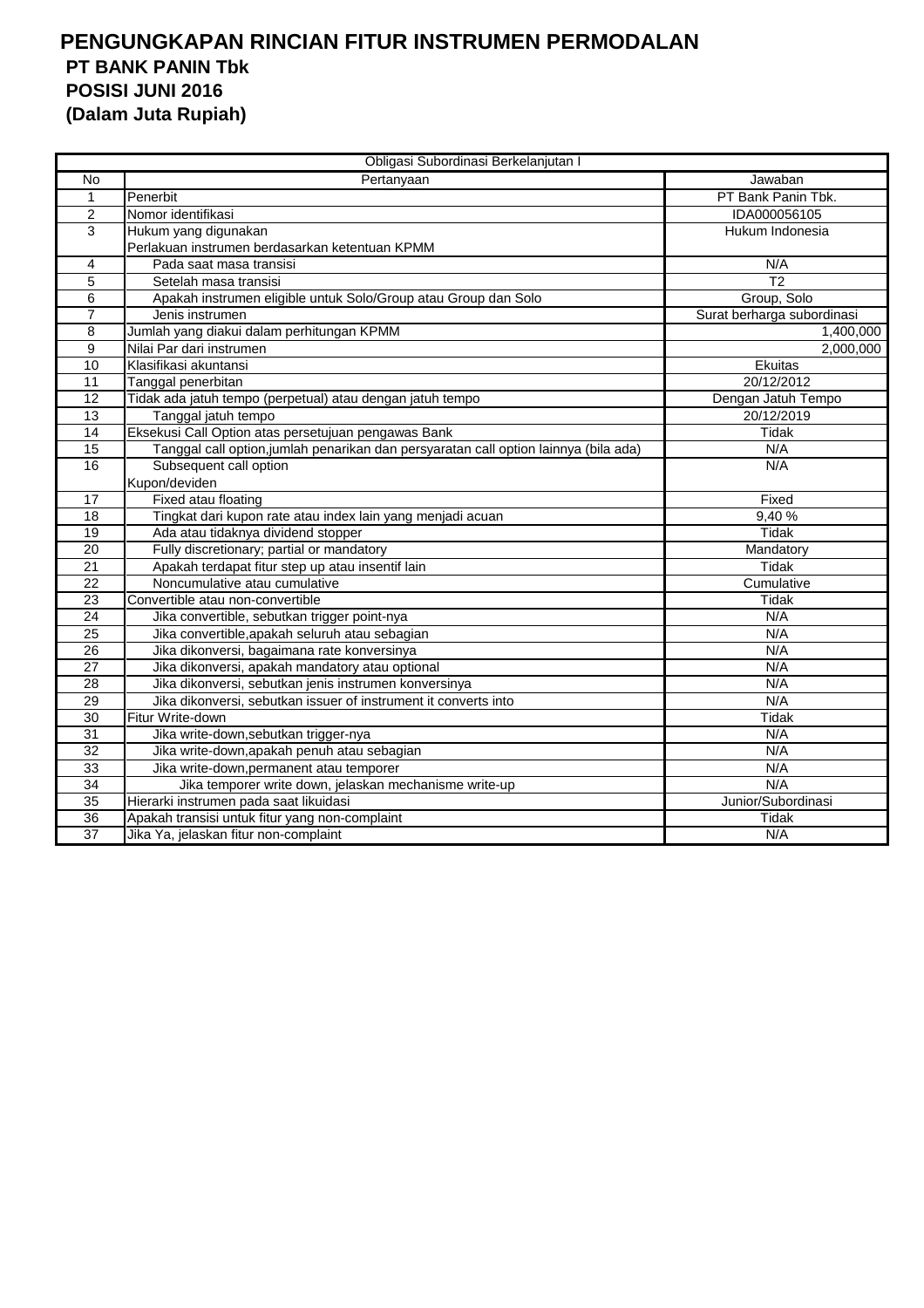# PENGUNGKAPAN RINCIAN FITUR INSTRUMEN PERMODALAN

**PT BANK PANIN Tbk**

**POSISI JUNI 2016**

**(Dalam Juta Rupiah)**

| Obligasi Subordinasi Berkelanjutan I | | |
|---|---|---|
| No | Pertanyaan | Jawaban |
| 1 | Penerbit | PT Bank Panin Tbk. |
| 2 | Nomor identifikasi | IDA000056105 |
| 3 | Hukum yang digunakan | Hukum Indonesia |
| | Perlakuan instrumen berdasarkan ketentuan KPMM | |
| 4 | Pada saat masa transisi | N/A |
| 5 | Setelah masa transisi | T2 |
| 6 | Apakah instrumen eligible untuk Solo/Group atau Group dan Solo | Group, Solo |
| 7 | Jenis instrumen | Surat berharga subordinasi |
| 8 | Jumlah yang diakui dalam perhitungan KPMM | 1,400,000 |
| 9 | Nilai Par dari instrumen | 2,000,000 |
| 10 | Klasifikasi akuntansi | Ekuitas |
| 11 | Tanggal penerbitan | 20/12/2012 |
| 12 | Tidak ada jatuh tempo (perpetual) atau dengan jatuh tempo | Dengan Jatuh Tempo |
| 13 | Tanggal jatuh tempo | 20/12/2019 |
| 14 | Eksekusi Call Option atas persetujuan pengawas Bank | Tidak |
| 15 | Tanggal call option,jumlah penarikan dan persyaratan call option lainnya (bila ada) | N/A |
| 16 | Subsequent call option | N/A |
| | Kupon/deviden | |
| 17 | Fixed atau floating | Fixed |
| 18 | Tingkat dari kupon rate atau index lain yang menjadi acuan | 9,40 % |
| 19 | Ada atau tidaknya dividend stopper | Tidak |
| 20 | Fully discretionary; partial or mandatory | Mandatory |
| 21 | Apakah terdapat fitur step up atau insentif lain | Tidak |
| 22 | Noncumulative atau cumulative | Cumulative |
| 23 | Convertible atau non-convertible | Tidak |
| 24 | Jika convertible, sebutkan trigger point-nya | N/A |
| 25 | Jika convertible,apakah seluruh atau sebagian | N/A |
| 26 | Jika dikonversi, bagaimana rate konversinya | N/A |
| 27 | Jika dikonversi, apakah mandatory atau optional | N/A |
| 28 | Jika dikonversi, sebutkan jenis instrumen konversinya | N/A |
| 29 | Jika dikonversi, sebutkan issuer of instrument it converts into | N/A |
| 30 | Fitur Write-down | Tidak |
| 31 | Jika write-down,sebutkan trigger-nya | N/A |
| 32 | Jika write-down,apakah penuh atau sebagian | N/A |
| 33 | Jika write-down,permanent atau temporer | N/A |
| 34 | Jika temporer write down, jelaskan mechanisme write-up | N/A |
| 35 | Hierarki instrumen pada saat likuidasi | Junior/Subordinasi |
| 36 | Apakah transisi untuk fitur yang non-complaint | Tidak |
| 37 | Jika Ya, jelaskan fitur non-complaint | N/A |